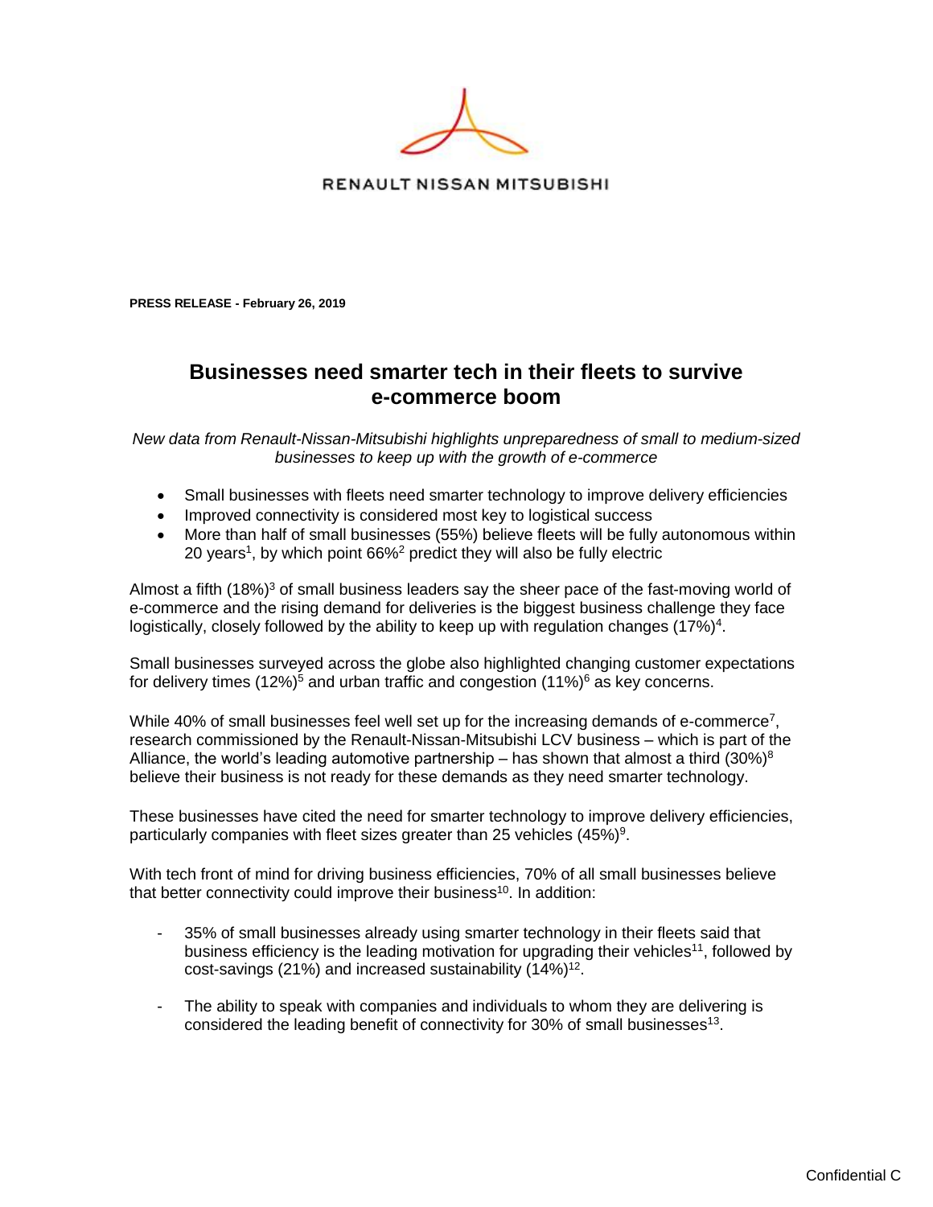RENAULT NISSAN MITSUBISHI

**PRESS RELEASE - February 26, 2019**

# Businesses need smarter tech in their fleets to survive e-commerce boom

*New data from Renault-Nissan-Mitsubishi highlights unpreparedness of small to medium-sized businesses to keep up with the growth of e-commerce*

- Small businesses with fleets need smarter technology to improve delivery efficiencies
- Improved connectivity is considered most key to logistical success
- More than half of small businesses (55%) believe fleets will be fully autonomous within 20 years[1], by which point 66%[2] predict they will also be fully electric

Almost a fifth (18%)[3] of small business leaders say the sheer pace of the fast-moving world of e-commerce and the rising demand for deliveries is the biggest business challenge they face logistically, closely followed by the ability to keep up with regulation changes (17%)[4].

Small businesses surveyed across the globe also highlighted changing customer expectations for delivery times (12%)[5] and urban traffic and congestion (11%)[6] as key concerns.

While 40% of small businesses feel well set up for the increasing demands of e-commerce[7], research commissioned by the Renault-Nissan-Mitsubishi LCV business – which is part of the Alliance, the world's leading automotive partnership – has shown that almost a third (30%)[8] believe their business is not ready for these demands as they need smarter technology.

These businesses have cited the need for smarter technology to improve delivery efficiencies, particularly companies with fleet sizes greater than 25 vehicles (45%)[9].

With tech front of mind for driving business efficiencies, 70% of all small businesses believe that better connectivity could improve their business[10]. In addition:

- 35% of small businesses already using smarter technology in their fleets said that business efficiency is the leading motivation for upgrading their vehicles[11], followed by cost-savings (21%) and increased sustainability (14%)[12].

- The ability to speak with companies and individuals to whom they are delivering is considered the leading benefit of connectivity for 30% of small businesses[13].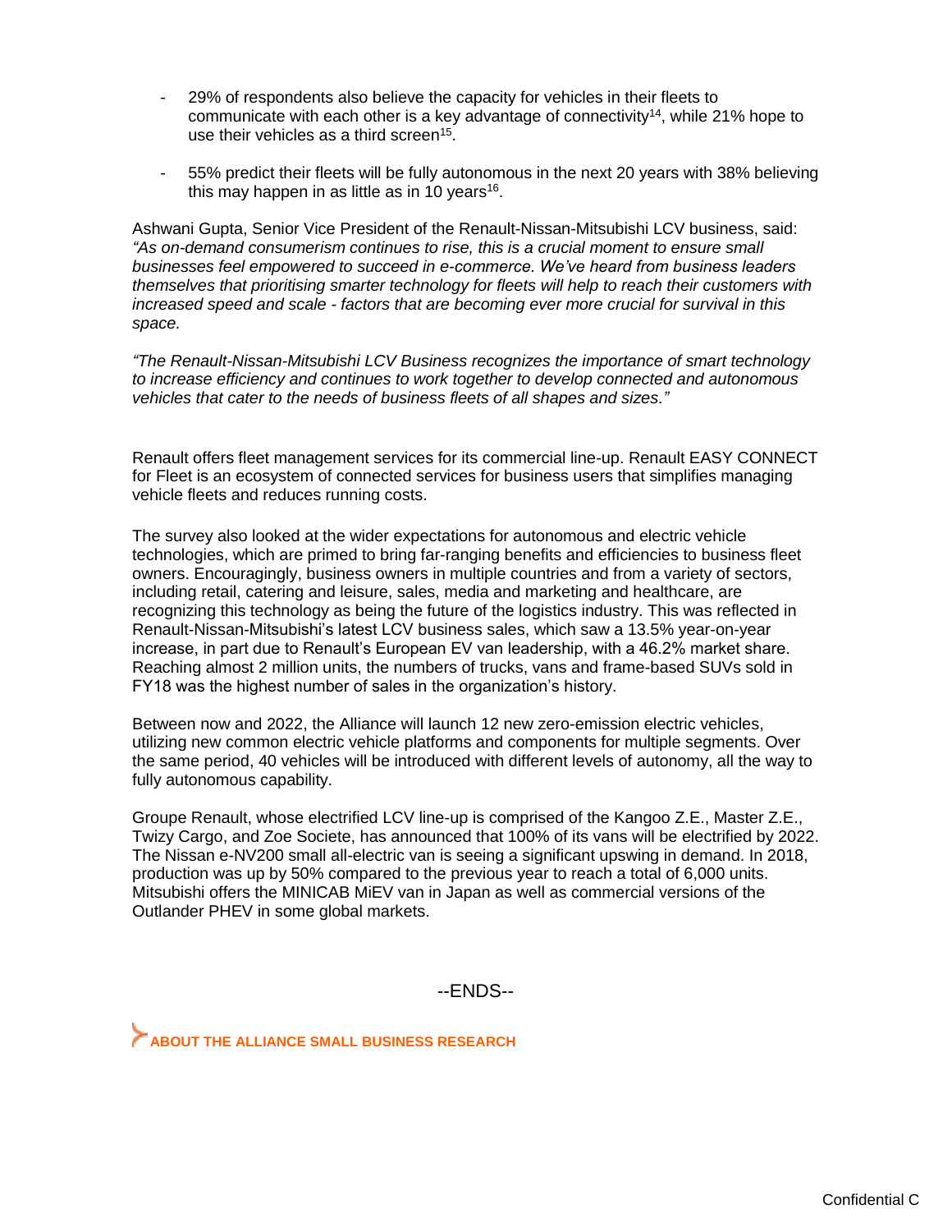- 29% of respondents also believe the capacity for vehicles in their fleets to communicate with each other is a key advantage of connectivity[14], while 21% hope to use their vehicles as a third screen[15].

- 55% predict their fleets will be fully autonomous in the next 20 years with 38% believing this may happen in as little as in 10 years[16].

Ashwani Gupta, Senior Vice President of the Renault-Nissan-Mitsubishi LCV business, said: *"As on-demand consumerism continues to rise, this is a crucial moment to ensure small businesses feel empowered to succeed in e-commerce. We've heard from business leaders themselves that prioritising smarter technology for fleets will help to reach their customers with increased speed and scale - factors that are becoming ever more crucial for survival in this space.*

*"The Renault-Nissan-Mitsubishi LCV Business recognizes the importance of smart technology to increase efficiency and continues to work together to develop connected and autonomous vehicles that cater to the needs of business fleets of all shapes and sizes."*

Renault offers fleet management services for its commercial line-up. Renault EASY CONNECT for Fleet is an ecosystem of connected services for business users that simplifies managing vehicle fleets and reduces running costs.

The survey also looked at the wider expectations for autonomous and electric vehicle technologies, which are primed to bring far-ranging benefits and efficiencies to business fleet owners. Encouragingly, business owners in multiple countries and from a variety of sectors, including retail, catering and leisure, sales, media and marketing and healthcare, are recognizing this technology as being the future of the logistics industry. This was reflected in Renault-Nissan-Mitsubishi's latest LCV business sales, which saw a 13.5% year-on-year increase, in part due to Renault's European EV van leadership, with a 46.2% market share. Reaching almost 2 million units, the numbers of trucks, vans and frame-based SUVs sold in FY18 was the highest number of sales in the organization's history.

Between now and 2022, the Alliance will launch 12 new zero-emission electric vehicles, utilizing new common electric vehicle platforms and components for multiple segments. Over the same period, 40 vehicles will be introduced with different levels of autonomy, all the way to fully autonomous capability.

Groupe Renault, whose electrified LCV line-up is comprised of the Kangoo Z.E., Master Z.E., Twizy Cargo, and Zoe Societe, has announced that 100% of its vans will be electrified by 2022. The Nissan e-NV200 small all-electric van is seeing a significant upswing in demand. In 2018, production was up by 50% compared to the previous year to reach a total of 6,000 units. Mitsubishi offers the MINICAB MiEV van in Japan as well as commercial versions of the Outlander PHEV in some global markets.

--ENDS--

**ABOUT THE ALLIANCE SMALL BUSINESS RESEARCH**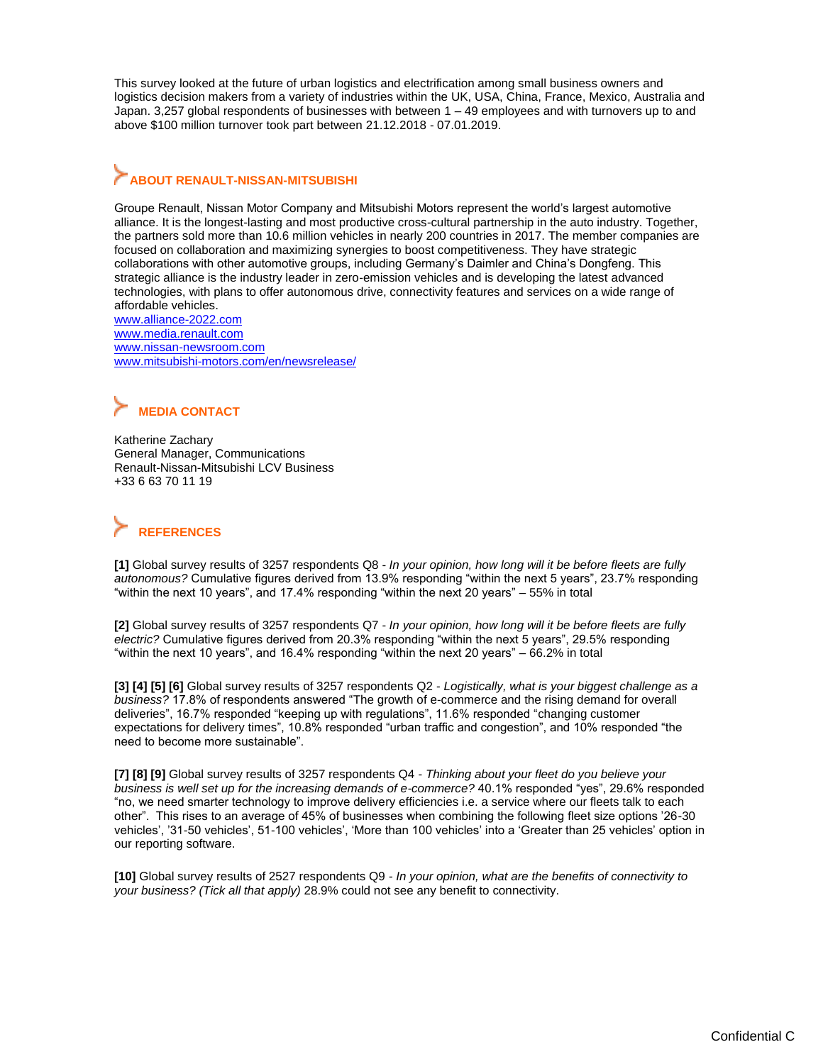This survey looked at the future of urban logistics and electrification among small business owners and logistics decision makers from a variety of industries within the UK, USA, China, France, Mexico, Australia and Japan. 3,257 global respondents of businesses with between 1 – 49 employees and with turnovers up to and above $100 million turnover took part between 21.12.2018 - 07.01.2019.

## ABOUT RENAULT-NISSAN-MITSUBISHI

Groupe Renault, Nissan Motor Company and Mitsubishi Motors represent the world's largest automotive alliance. It is the longest-lasting and most productive cross-cultural partnership in the auto industry. Together, the partners sold more than 10.6 million vehicles in nearly 200 countries in 2017. The member companies are focused on collaboration and maximizing synergies to boost competitiveness. They have strategic collaborations with other automotive groups, including Germany's Daimler and China's Dongfeng. This strategic alliance is the industry leader in zero-emission vehicles and is developing the latest advanced technologies, with plans to offer autonomous drive, connectivity features and services on a wide range of affordable vehicles.
www.alliance-2022.com
www.media.renault.com
www.nissan-newsroom.com
www.mitsubishi-motors.com/en/newsrelease/

## MEDIA CONTACT

Katherine Zachary
General Manager, Communications
Renault-Nissan-Mitsubishi LCV Business
+33 6 63 70 11 19

## REFERENCES

**[1]** Global survey results of 3257 respondents Q8 - *In your opinion, how long will it be before fleets are fully autonomous?* Cumulative figures derived from 13.9% responding "within the next 5 years", 23.7% responding "within the next 10 years", and 17.4% responding "within the next 20 years" – 55% in total

**[2]** Global survey results of 3257 respondents Q7 - *In your opinion, how long will it be before fleets are fully electric?* Cumulative figures derived from 20.3% responding "within the next 5 years", 29.5% responding "within the next 10 years", and 16.4% responding "within the next 20 years" – 66.2% in total

**[3] [4] [5] [6]** Global survey results of 3257 respondents Q2 - *Logistically, what is your biggest challenge as a business?* 17.8% of respondents answered "The growth of e-commerce and the rising demand for overall deliveries", 16.7% responded "keeping up with regulations", 11.6% responded "changing customer expectations for delivery times", 10.8% responded "urban traffic and congestion", and 10% responded "the need to become more sustainable".

**[7] [8] [9]** Global survey results of 3257 respondents Q4 - *Thinking about your fleet do you believe your business is well set up for the increasing demands of e-commerce?* 40.1% responded "yes", 29.6% responded "no, we need smarter technology to improve delivery efficiencies i.e. a service where our fleets talk to each other". This rises to an average of 45% of businesses when combining the following fleet size options '26-30 vehicles', '31-50 vehicles', 51-100 vehicles', 'More than 100 vehicles' into a 'Greater than 25 vehicles' option in our reporting software.

**[10]** Global survey results of 2527 respondents Q9 - *In your opinion, what are the benefits of connectivity to your business? (Tick all that apply)* 28.9% could not see any benefit to connectivity.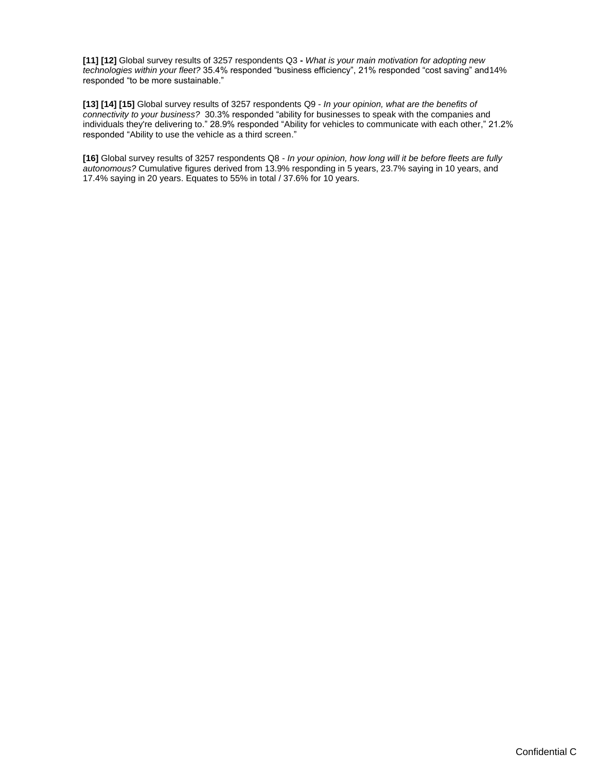**[11] [12]** Global survey results of 3257 respondents Q3 **-** *What is your main motivation for adopting new technologies within your fleet?* 35.4% responded "business efficiency", 21% responded "cost saving" and14% responded "to be more sustainable."

**[13] [14] [15]** Global survey results of 3257 respondents Q9 - *In your opinion, what are the benefits of connectivity to your business?* 30.3% responded "ability for businesses to speak with the companies and individuals they're delivering to." 28.9% responded "Ability for vehicles to communicate with each other," 21.2% responded "Ability to use the vehicle as a third screen."

**[16]** Global survey results of 3257 respondents Q8 - *In your opinion, how long will it be before fleets are fully autonomous?* Cumulative figures derived from 13.9% responding in 5 years, 23.7% saying in 10 years, and 17.4% saying in 20 years. Equates to 55% in total / 37.6% for 10 years.